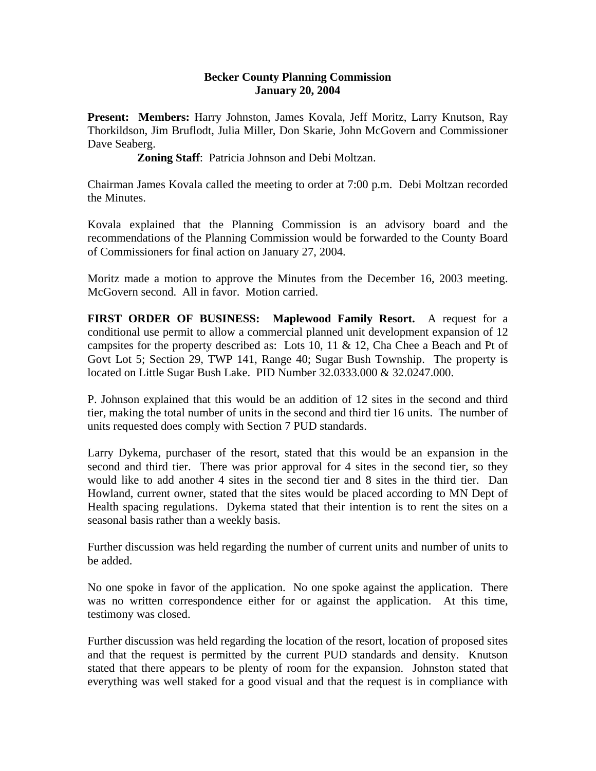**Becker County Planning Commission**
**January 20, 2004**

**Present: Members:** Harry Johnston, James Kovala, Jeff Moritz, Larry Knutson, Ray Thorkildson, Jim Bruflodt, Julia Miller, Don Skarie, John McGovern and Commissioner Dave Seaberg.

**Zoning Staff**: Patricia Johnson and Debi Moltzan.

Chairman James Kovala called the meeting to order at 7:00 p.m. Debi Moltzan recorded the Minutes.

Kovala explained that the Planning Commission is an advisory board and the recommendations of the Planning Commission would be forwarded to the County Board of Commissioners for final action on January 27, 2004.

Moritz made a motion to approve the Minutes from the December 16, 2003 meeting. McGovern second. All in favor. Motion carried.

**FIRST ORDER OF BUSINESS: Maplewood Family Resort.** A request for a conditional use permit to allow a commercial planned unit development expansion of 12 campsites for the property described as: Lots 10, 11 & 12, Cha Chee a Beach and Pt of Govt Lot 5; Section 29, TWP 141, Range 40; Sugar Bush Township. The property is located on Little Sugar Bush Lake. PID Number 32.0333.000 & 32.0247.000.

P. Johnson explained that this would be an addition of 12 sites in the second and third tier, making the total number of units in the second and third tier 16 units. The number of units requested does comply with Section 7 PUD standards.

Larry Dykema, purchaser of the resort, stated that this would be an expansion in the second and third tier. There was prior approval for 4 sites in the second tier, so they would like to add another 4 sites in the second tier and 8 sites in the third tier. Dan Howland, current owner, stated that the sites would be placed according to MN Dept of Health spacing regulations. Dykema stated that their intention is to rent the sites on a seasonal basis rather than a weekly basis.

Further discussion was held regarding the number of current units and number of units to be added.

No one spoke in favor of the application. No one spoke against the application. There was no written correspondence either for or against the application. At this time, testimony was closed.

Further discussion was held regarding the location of the resort, location of proposed sites and that the request is permitted by the current PUD standards and density. Knutson stated that there appears to be plenty of room for the expansion. Johnston stated that everything was well staked for a good visual and that the request is in compliance with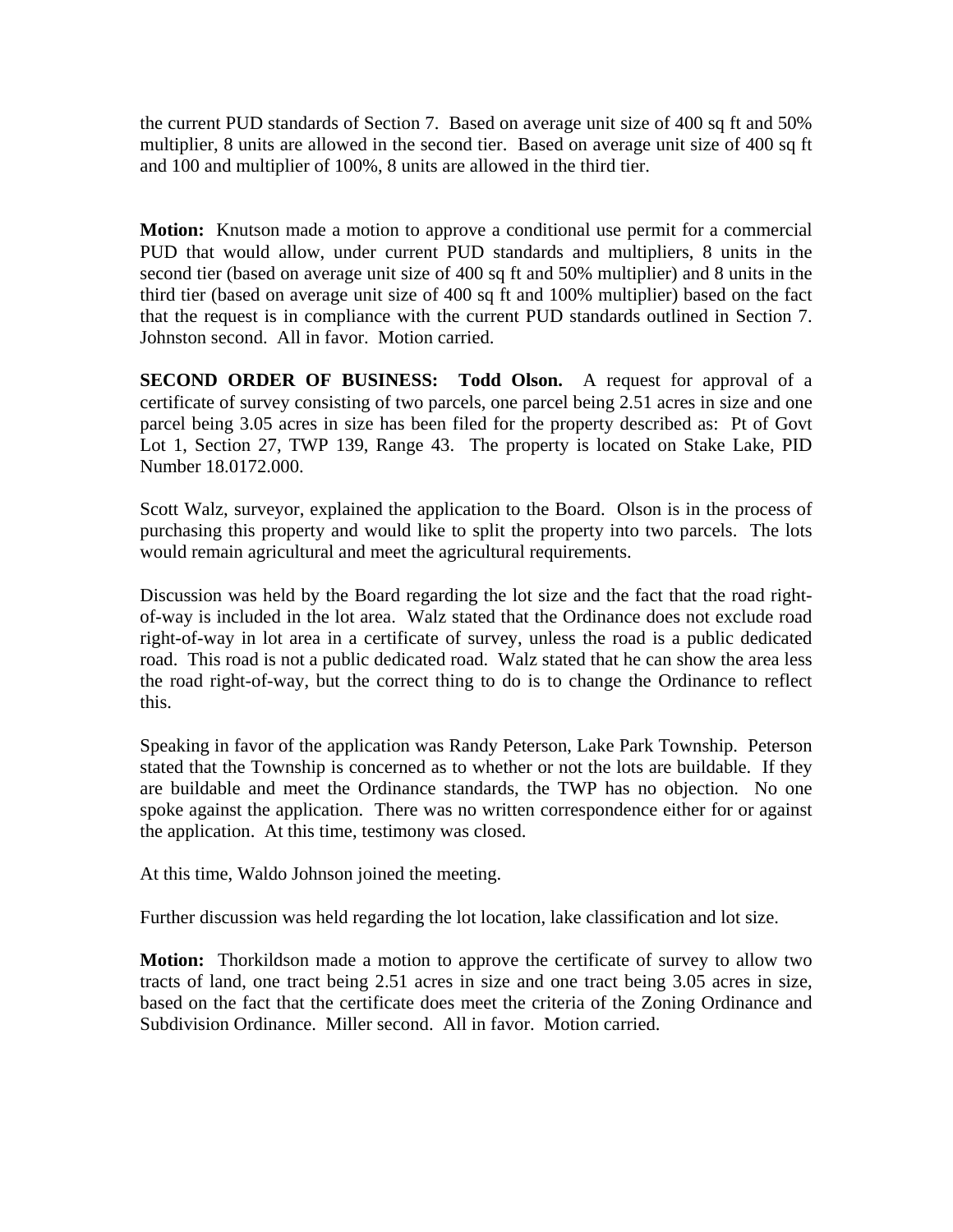the current PUD standards of Section 7. Based on average unit size of 400 sq ft and 50% multiplier, 8 units are allowed in the second tier. Based on average unit size of 400 sq ft and 100 and multiplier of 100%, 8 units are allowed in the third tier.

**Motion:** Knutson made a motion to approve a conditional use permit for a commercial PUD that would allow, under current PUD standards and multipliers, 8 units in the second tier (based on average unit size of 400 sq ft and 50% multiplier) and 8 units in the third tier (based on average unit size of 400 sq ft and 100% multiplier) based on the fact that the request is in compliance with the current PUD standards outlined in Section 7. Johnston second. All in favor. Motion carried.

**SECOND ORDER OF BUSINESS: Todd Olson.** A request for approval of a certificate of survey consisting of two parcels, one parcel being 2.51 acres in size and one parcel being 3.05 acres in size has been filed for the property described as: Pt of Govt Lot 1, Section 27, TWP 139, Range 43. The property is located on Stake Lake, PID Number 18.0172.000.

Scott Walz, surveyor, explained the application to the Board. Olson is in the process of purchasing this property and would like to split the property into two parcels. The lots would remain agricultural and meet the agricultural requirements.

Discussion was held by the Board regarding the lot size and the fact that the road right-of-way is included in the lot area. Walz stated that the Ordinance does not exclude road right-of-way in lot area in a certificate of survey, unless the road is a public dedicated road. This road is not a public dedicated road. Walz stated that he can show the area less the road right-of-way, but the correct thing to do is to change the Ordinance to reflect this.

Speaking in favor of the application was Randy Peterson, Lake Park Township. Peterson stated that the Township is concerned as to whether or not the lots are buildable. If they are buildable and meet the Ordinance standards, the TWP has no objection. No one spoke against the application. There was no written correspondence either for or against the application. At this time, testimony was closed.

At this time, Waldo Johnson joined the meeting.

Further discussion was held regarding the lot location, lake classification and lot size.

**Motion:** Thorkildson made a motion to approve the certificate of survey to allow two tracts of land, one tract being 2.51 acres in size and one tract being 3.05 acres in size, based on the fact that the certificate does meet the criteria of the Zoning Ordinance and Subdivision Ordinance. Miller second. All in favor. Motion carried.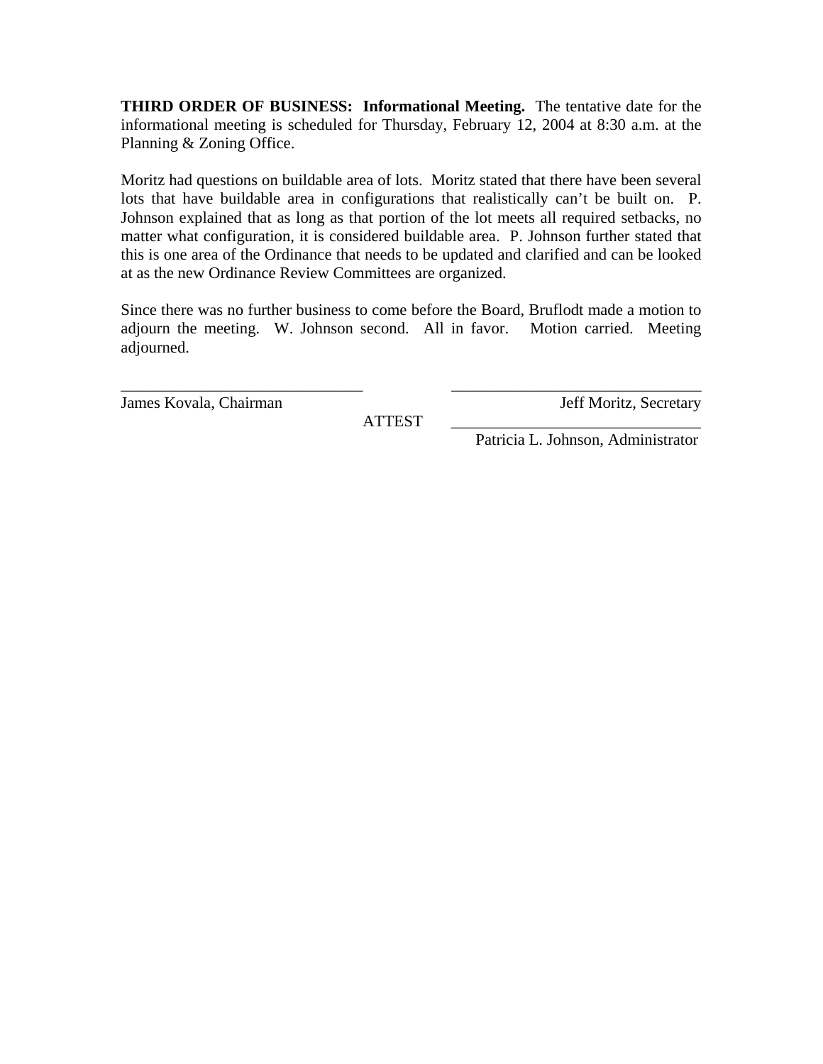**THIRD ORDER OF BUSINESS: Informational Meeting.** The tentative date for the informational meeting is scheduled for Thursday, February 12, 2004 at 8:30 a.m. at the Planning & Zoning Office.

Moritz had questions on buildable area of lots. Moritz stated that there have been several lots that have buildable area in configurations that realistically can't be built on. P. Johnson explained that as long as that portion of the lot meets all required setbacks, no matter what configuration, it is considered buildable area. P. Johnson further stated that this is one area of the Ordinance that needs to be updated and clarified and can be looked at as the new Ordinance Review Committees are organized.

Since there was no further business to come before the Board, Bruflodt made a motion to adjourn the meeting. W. Johnson second. All in favor. Motion carried. Meeting adjourned.

\_\_\_\_\_\_\_\_\_\_\_\_\_\_\_\_\_\_\_\_\_\_\_\_\_\_\_\_\_\_
James Kovala, Chairman

\_\_\_\_\_\_\_\_\_\_\_\_\_\_\_\_\_\_\_\_\_\_\_\_\_\_\_\_\_\_
Jeff Moritz, Secretary

ATTEST \_\_\_\_\_\_\_\_\_\_\_\_\_\_\_\_\_\_\_\_\_\_\_\_\_\_\_\_\_\_
Patricia L. Johnson, Administrator